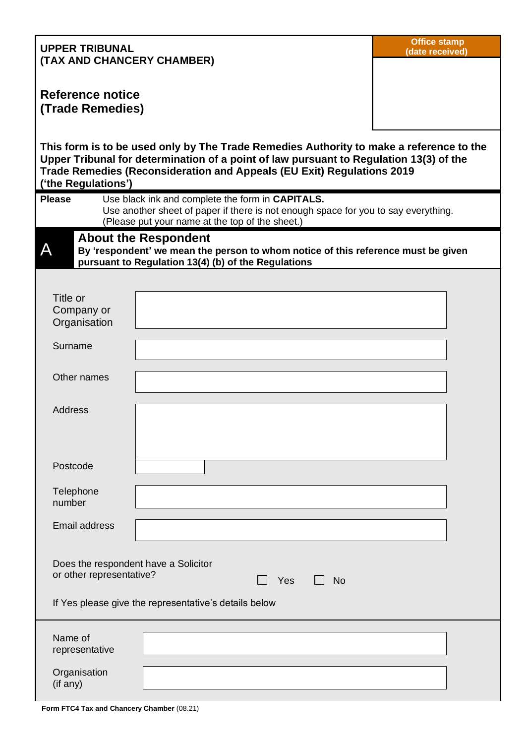**UPPER TRIBUNAL**
**(TAX AND CHANCERY CHAMBER)**

**Office stamp (date received)**

## Reference notice (Trade Remedies)

**This form is to be used only by The Trade Remedies Authority to make a reference to the Upper Tribunal for determination of a point of law pursuant to Regulation 13(3) of the Trade Remedies (Reconsideration and Appeals (EU Exit) Regulations 2019 ('the Regulations')**

**Please** Use black ink and complete the form in **CAPITALS.**
Use another sheet of paper if there is not enough space for you to say everything.
(Please put your name at the top of the sheet.)

## A About the Respondent

**By 'respondent' we mean the person to whom notice of this reference must be given pursuant to Regulation 13(4) (b) of the Regulations**

| | |
|---|---|
| Title or Company or Organisation | |
| Surname | |
| Other names | |
| Address | |
| Postcode | |
| Telephone number | |
| Email address | |

Does the respondent have a Solicitor or other representative? ☐ Yes ☐ No

If Yes please give the representative's details below

| | |
|---|---|
| Name of representative | |
| Organisation (if any) | |

**Form FTC4 Tax and Chancery Chamber** (08.21)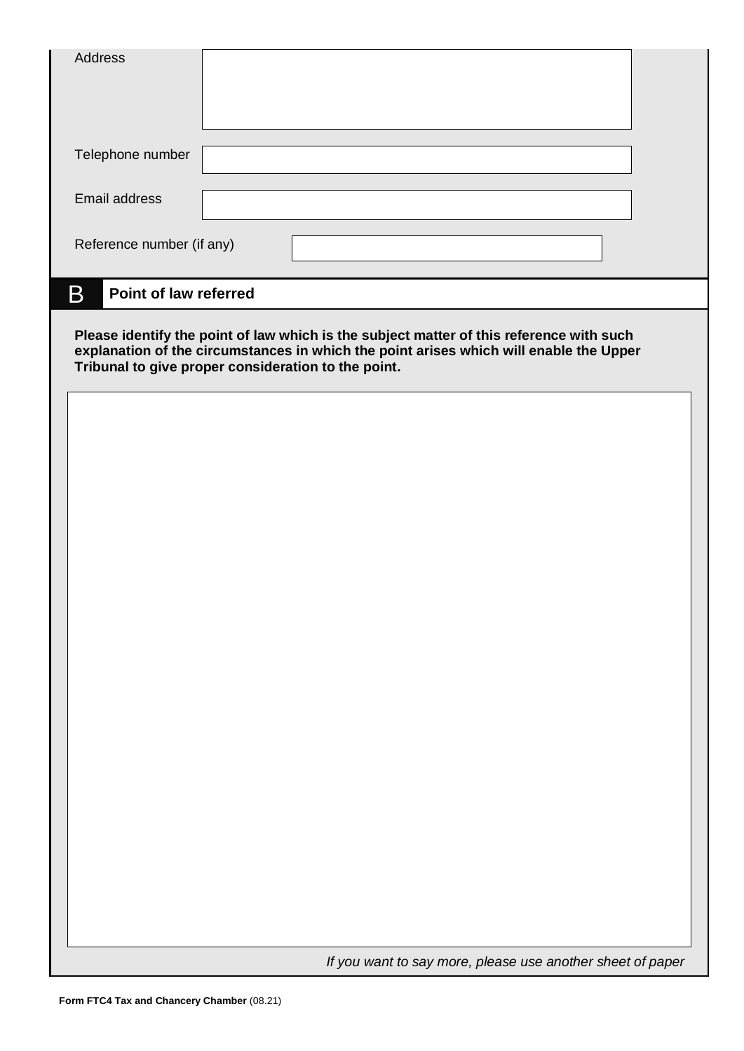Address

Telephone number

Email address

Reference number (if any)

## B Point of law referred

**Please identify the point of law which is the subject matter of this reference with such explanation of the circumstances in which the point arises which will enable the Upper Tribunal to give proper consideration to the point.**

*If you want to say more, please use another sheet of paper*

**Form FTC4 Tax and Chancery Chamber** (08.21)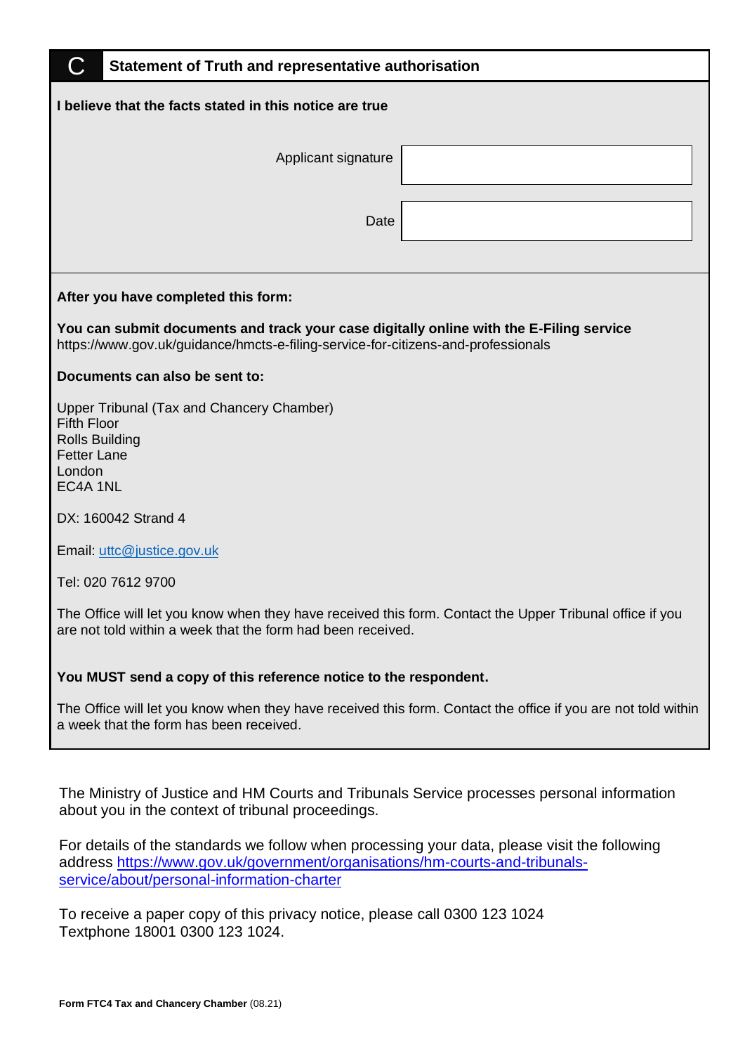## C Statement of Truth and representative authorisation

**I believe that the facts stated in this notice are true**

| | |
|---|---|
| Applicant signature | |
| Date | |

**After you have completed this form:**

**You can submit documents and track your case digitally online with the E-Filing service**
https://www.gov.uk/guidance/hmcts-e-filing-service-for-citizens-and-professionals

**Documents can also be sent to:**

Upper Tribunal (Tax and Chancery Chamber)
Fifth Floor
Rolls Building
Fetter Lane
London
EC4A 1NL

DX: 160042 Strand 4

Email: uttc@justice.gov.uk

Tel: 020 7612 9700

The Office will let you know when they have received this form. Contact the Upper Tribunal office if you are not told within a week that the form had been received.

**You MUST send a copy of this reference notice to the respondent.**

The Office will let you know when they have received this form. Contact the office if you are not told within a week that the form has been received.

The Ministry of Justice and HM Courts and Tribunals Service processes personal information about you in the context of tribunal proceedings.

For details of the standards we follow when processing your data, please visit the following address https://www.gov.uk/government/organisations/hm-courts-and-tribunals-service/about/personal-information-charter

To receive a paper copy of this privacy notice, please call 0300 123 1024
Textphone 18001 0300 123 1024.

**Form FTC4 Tax and Chancery Chamber** (08.21)